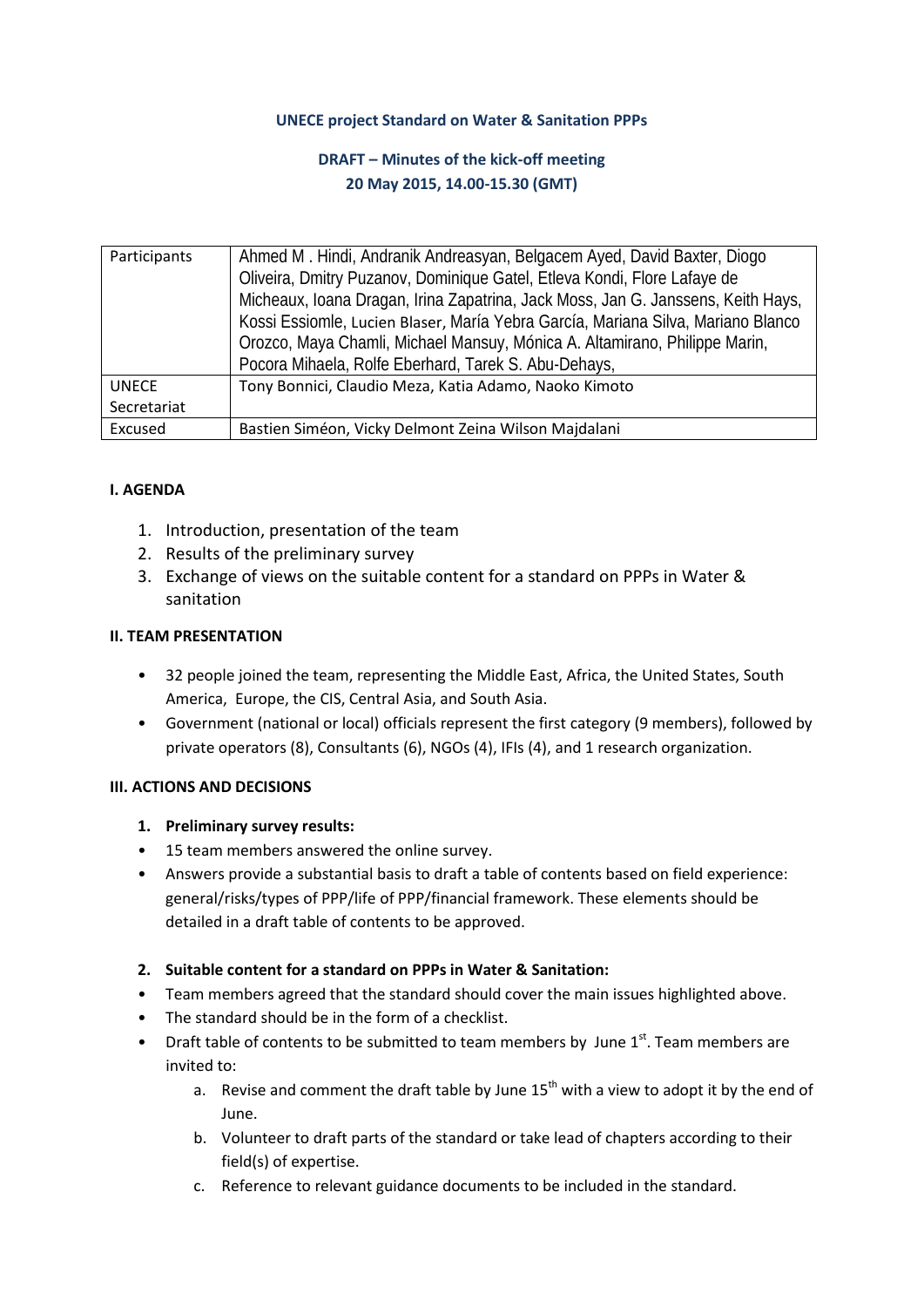**UNECE project Standard on Water & Sanitation PPPs**

**DRAFT – Minutes of the kick-off meeting**
**20 May 2015, 14.00-15.30 (GMT)**

| Participants | Ahmed M . Hindi, Andranik Andreasyan, Belgacem Ayed, David Baxter, Diogo Oliveira, Dmitry Puzanov, Dominique Gatel, Etleva Kondi, Flore Lafaye de Micheaux, Ioana Dragan, Irina Zapatrina, Jack Moss, Jan G. Janssens, Keith Hays, Kossi Essiomle, Lucien Blaser, María Yebra García, Mariana Silva, Mariano Blanco Orozco, Maya Chamli, Michael Mansuy, Mónica A. Altamirano, Philippe Marin, Pocora Mihaela, Rolfe Eberhard, Tarek S. Abu-Dehays, |
|---|---|
| UNECE Secretariat | Tony Bonnici, Claudio Meza, Katia Adamo, Naoko Kimoto |
| Excused | Bastien Siméon, Vicky Delmont Zeina Wilson Majdalani |

**I. AGENDA**

1. Introduction, presentation of the team
2. Results of the preliminary survey
3. Exchange of views on the suitable content for a standard on PPPs in Water & sanitation

**II. TEAM PRESENTATION**

- 32 people joined the team, representing the Middle East, Africa, the United States, South America, Europe, the CIS, Central Asia, and South Asia.
- Government (national or local) officials represent the first category (9 members), followed by private operators (8), Consultants (6), NGOs (4), IFIs (4), and 1 research organization.

**III. ACTIONS AND DECISIONS**

1. **Preliminary survey results:**

- 15 team members answered the online survey.
- Answers provide a substantial basis to draft a table of contents based on field experience: general/risks/types of PPP/life of PPP/financial framework. These elements should be detailed in a draft table of contents to be approved.

2. **Suitable content for a standard on PPPs in Water & Sanitation:**

- Team members agreed that the standard should cover the main issues highlighted above.
- The standard should be in the form of a checklist.
- Draft table of contents to be submitted to team members by June 1st. Team members are invited to:
    a. Revise and comment the draft table by June 15th with a view to adopt it by the end of June.
    b. Volunteer to draft parts of the standard or take lead of chapters according to their field(s) of expertise.
    c. Reference to relevant guidance documents to be included in the standard.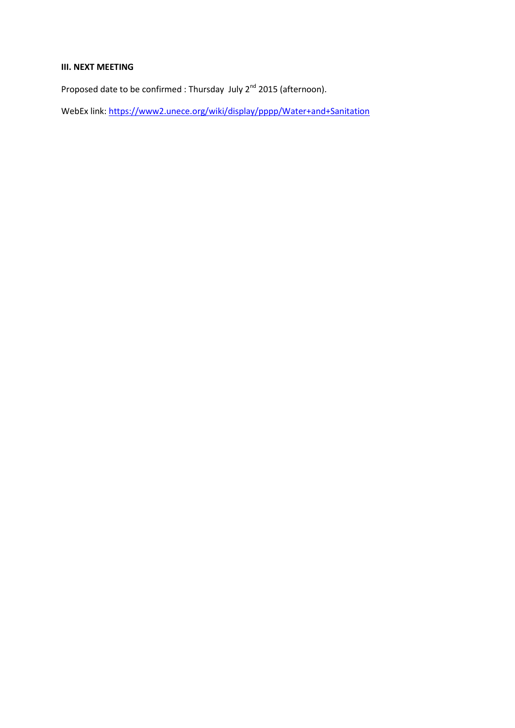**III. NEXT MEETING**

Proposed date to be confirmed : Thursday July 2nd 2015 (afternoon).

WebEx link: [https://www2.unece.org/wiki/display/pppp/Water+and+Sanitation](https://www2.unece.org/wiki/display/pppp/Water+and+Sanitation)